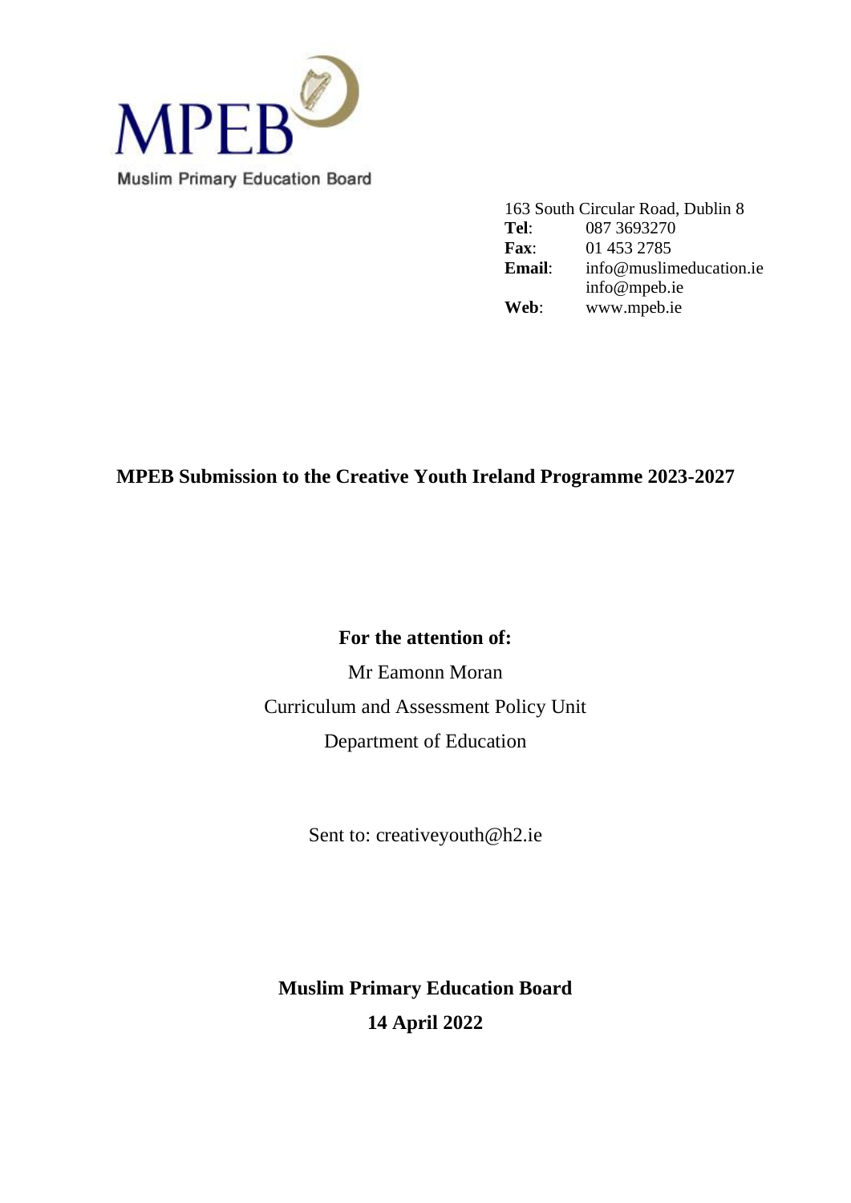MPEB

Muslim Primary Education Board

163 South Circular Road, Dublin 8
**Tel**: 087 3693270
**Fax**: 01 453 2785
**Email**: info@muslimeducation.ie
info@mpeb.ie
**Web**: www.mpeb.ie

**MPEB Submission to the Creative Youth Ireland Programme 2023-2027**

**For the attention of:**

Mr Eamonn Moran

Curriculum and Assessment Policy Unit

Department of Education

Sent to: creativeyouth@h2.ie

**Muslim Primary Education Board**

**14 April 2022**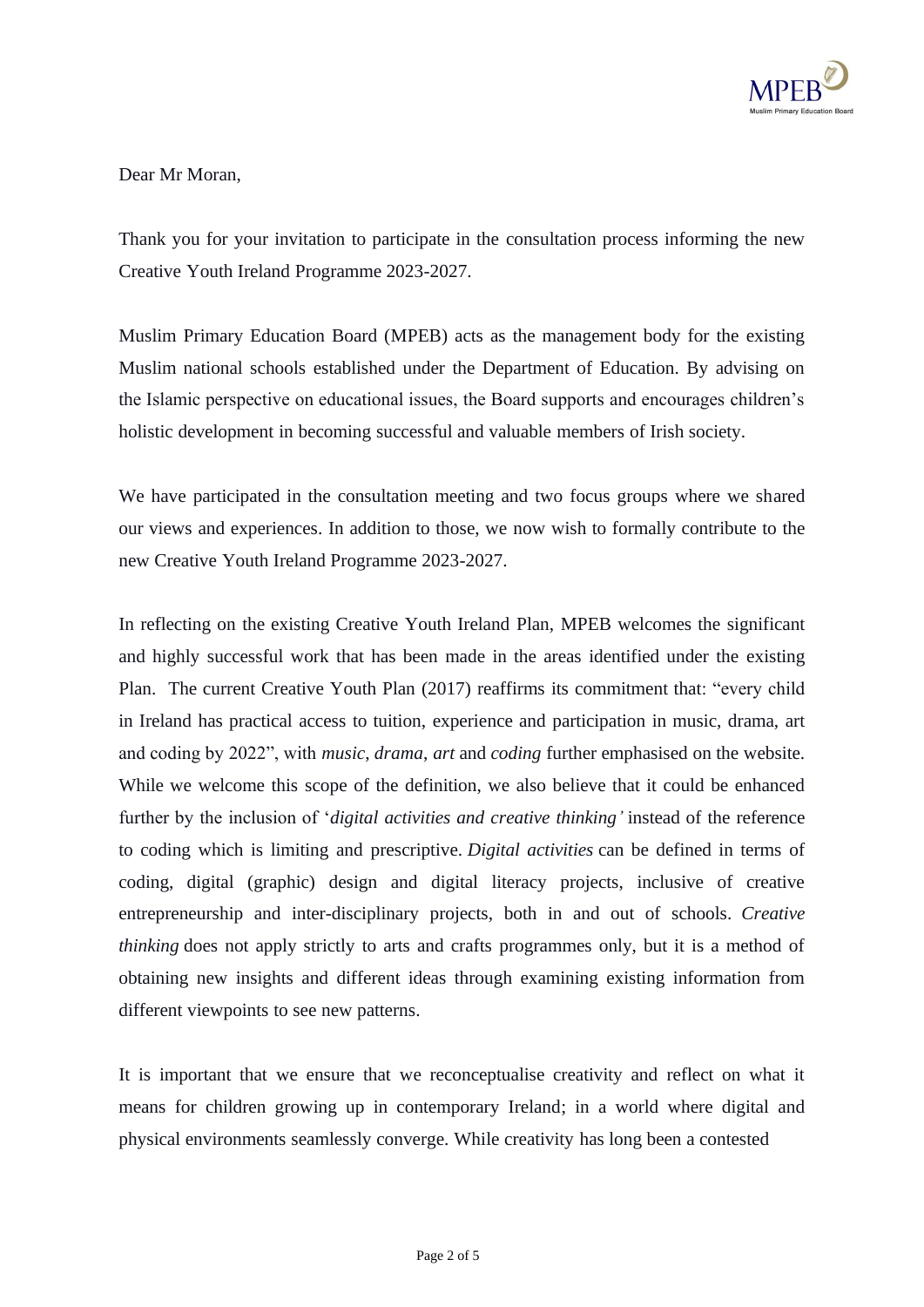Dear Mr Moran,

Thank you for your invitation to participate in the consultation process informing the new Creative Youth Ireland Programme 2023-2027.

Muslim Primary Education Board (MPEB) acts as the management body for the existing Muslim national schools established under the Department of Education. By advising on the Islamic perspective on educational issues, the Board supports and encourages children's holistic development in becoming successful and valuable members of Irish society.

We have participated in the consultation meeting and two focus groups where we shared our views and experiences. In addition to those, we now wish to formally contribute to the new Creative Youth Ireland Programme 2023-2027.

In reflecting on the existing Creative Youth Ireland Plan, MPEB welcomes the significant and highly successful work that has been made in the areas identified under the existing Plan. The current Creative Youth Plan (2017) reaffirms its commitment that: "every child in Ireland has practical access to tuition, experience and participation in music, drama, art and coding by 2022", with *music*, *drama*, *art* and *coding* further emphasised on the website. While we welcome this scope of the definition, we also believe that it could be enhanced further by the inclusion of '*digital activities and creative thinking'* instead of the reference to coding which is limiting and prescriptive. *Digital activities* can be defined in terms of coding, digital (graphic) design and digital literacy projects, inclusive of creative entrepreneurship and inter-disciplinary projects, both in and out of schools. *Creative thinking* does not apply strictly to arts and crafts programmes only, but it is a method of obtaining new insights and different ideas through examining existing information from different viewpoints to see new patterns.

It is important that we ensure that we reconceptualise creativity and reflect on what it means for children growing up in contemporary Ireland; in a world where digital and physical environments seamlessly converge. While creativity has long been a contested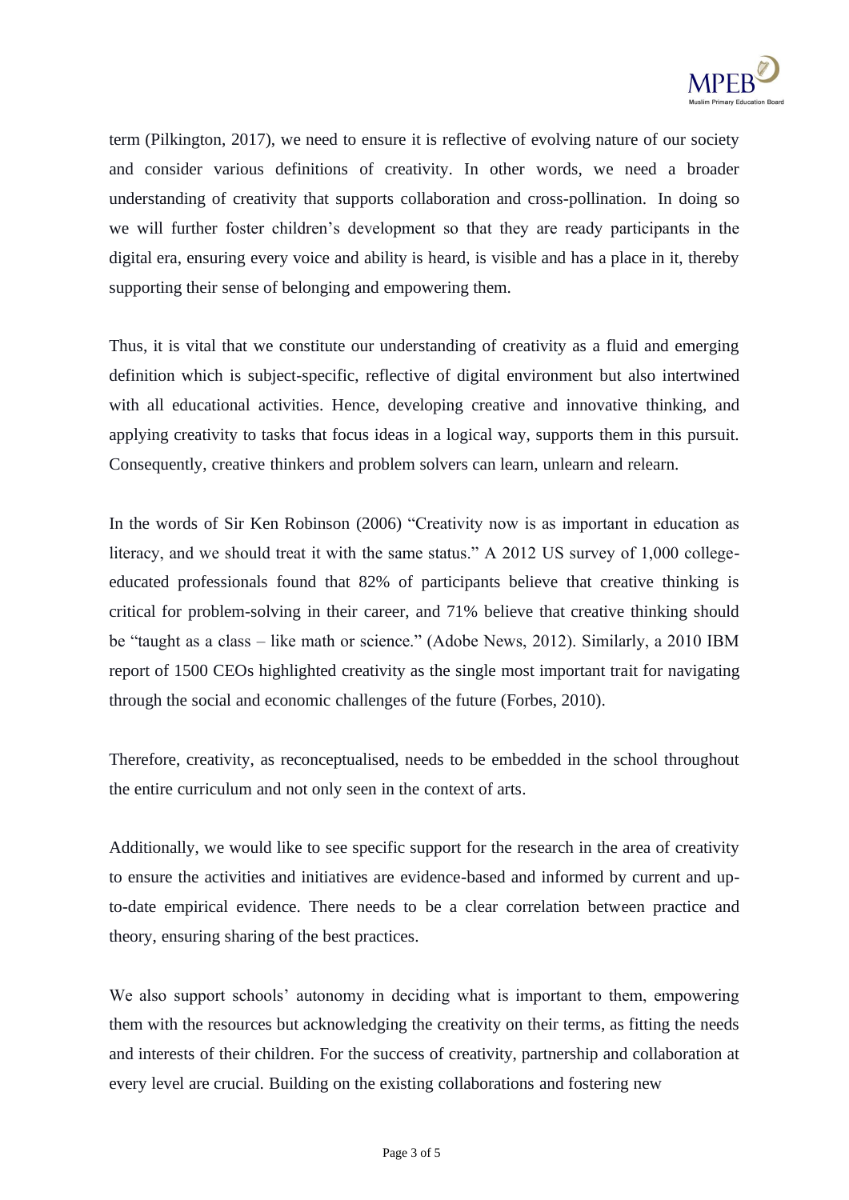term (Pilkington, 2017), we need to ensure it is reflective of evolving nature of our society and consider various definitions of creativity. In other words, we need a broader understanding of creativity that supports collaboration and cross-pollination. In doing so we will further foster children's development so that they are ready participants in the digital era, ensuring every voice and ability is heard, is visible and has a place in it, thereby supporting their sense of belonging and empowering them.

Thus, it is vital that we constitute our understanding of creativity as a fluid and emerging definition which is subject-specific, reflective of digital environment but also intertwined with all educational activities. Hence, developing creative and innovative thinking, and applying creativity to tasks that focus ideas in a logical way, supports them in this pursuit. Consequently, creative thinkers and problem solvers can learn, unlearn and relearn.

In the words of Sir Ken Robinson (2006) "Creativity now is as important in education as literacy, and we should treat it with the same status." A 2012 US survey of 1,000 college-educated professionals found that 82% of participants believe that creative thinking is critical for problem-solving in their career, and 71% believe that creative thinking should be "taught as a class – like math or science." (Adobe News, 2012). Similarly, a 2010 IBM report of 1500 CEOs highlighted creativity as the single most important trait for navigating through the social and economic challenges of the future (Forbes, 2010).

Therefore, creativity, as reconceptualised, needs to be embedded in the school throughout the entire curriculum and not only seen in the context of arts.

Additionally, we would like to see specific support for the research in the area of creativity to ensure the activities and initiatives are evidence-based and informed by current and up-to-date empirical evidence. There needs to be a clear correlation between practice and theory, ensuring sharing of the best practices.

We also support schools' autonomy in deciding what is important to them, empowering them with the resources but acknowledging the creativity on their terms, as fitting the needs and interests of their children. For the success of creativity, partnership and collaboration at every level are crucial. Building on the existing collaborations and fostering new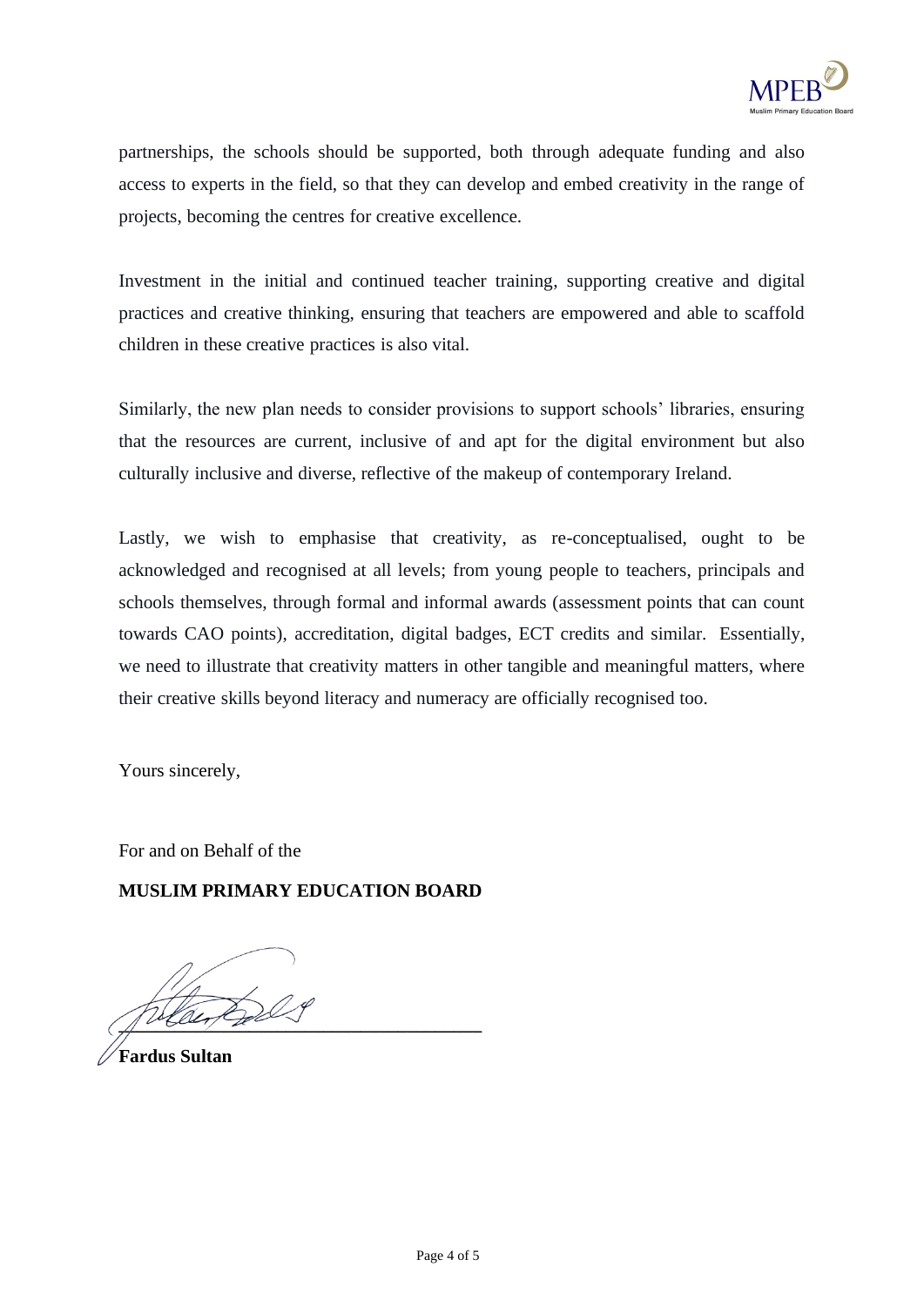partnerships, the schools should be supported, both through adequate funding and also access to experts in the field, so that they can develop and embed creativity in the range of projects, becoming the centres for creative excellence.

Investment in the initial and continued teacher training, supporting creative and digital practices and creative thinking, ensuring that teachers are empowered and able to scaffold children in these creative practices is also vital.

Similarly, the new plan needs to consider provisions to support schools' libraries, ensuring that the resources are current, inclusive of and apt for the digital environment but also culturally inclusive and diverse, reflective of the makeup of contemporary Ireland.

Lastly, we wish to emphasise that creativity, as re-conceptualised, ought to be acknowledged and recognised at all levels; from young people to teachers, principals and schools themselves, through formal and informal awards (assessment points that can count towards CAO points), accreditation, digital badges, ECT credits and similar. Essentially, we need to illustrate that creativity matters in other tangible and meaningful matters, where their creative skills beyond literacy and numeracy are officially recognised too.

Yours sincerely,

For and on Behalf of the

**MUSLIM PRIMARY EDUCATION BOARD**

**Fardus Sultan**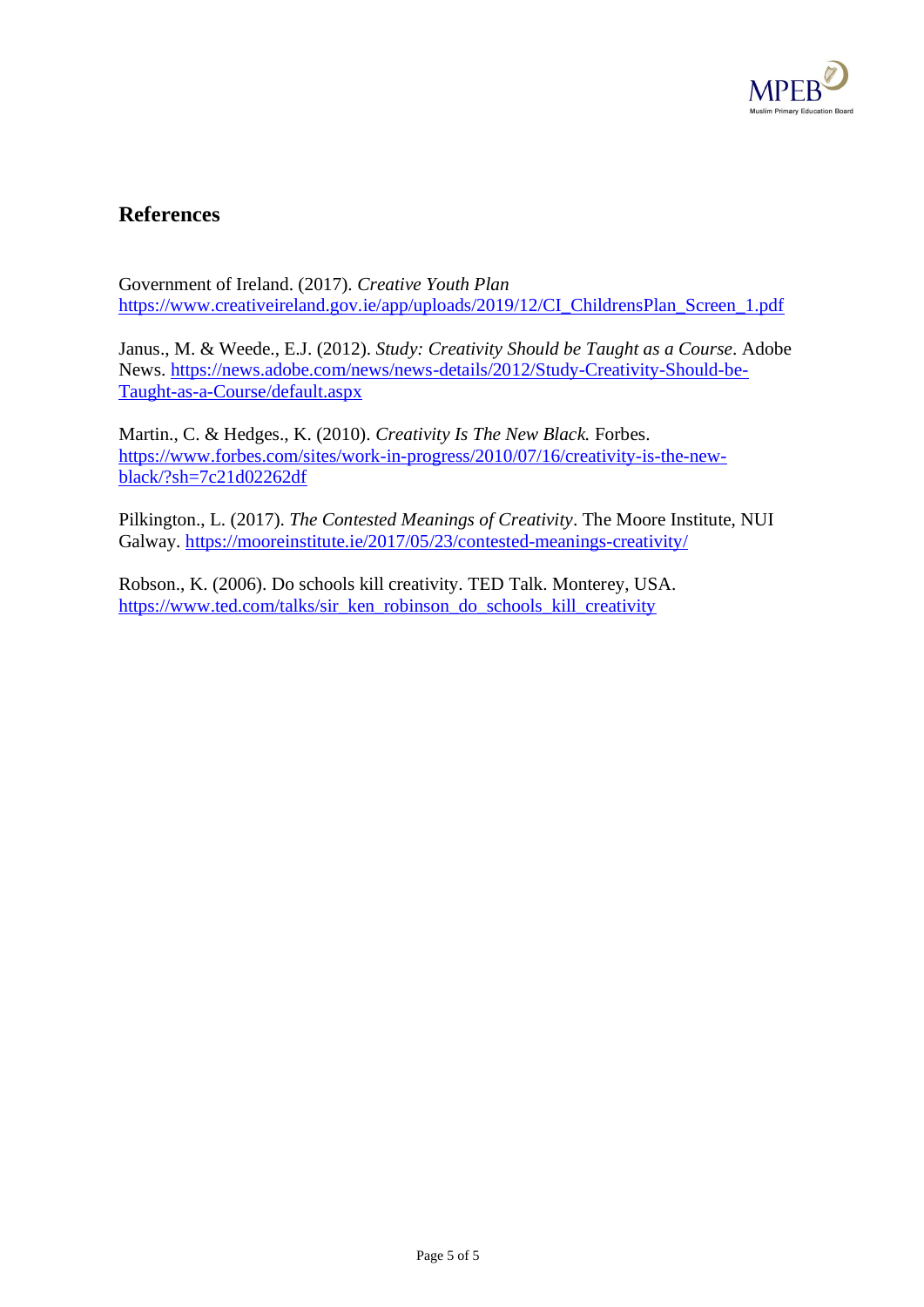## References

Government of Ireland. (2017). *Creative Youth Plan* https://www.creativeireland.gov.ie/app/uploads/2019/12/CI_ChildrensPlan_Screen_1.pdf

Janus., M. & Weede., E.J. (2012). *Study: Creativity Should be Taught as a Course*. Adobe News. https://news.adobe.com/news/news-details/2012/Study-Creativity-Should-be-Taught-as-a-Course/default.aspx

Martin., C. & Hedges., K. (2010). *Creativity Is The New Black.* Forbes. https://www.forbes.com/sites/work-in-progress/2010/07/16/creativity-is-the-new-black/?sh=7c21d02262df

Pilkington., L. (2017). *The Contested Meanings of Creativity*. The Moore Institute, NUI Galway. https://mooreinstitute.ie/2017/05/23/contested-meanings-creativity/

Robson., K. (2006). Do schools kill creativity. TED Talk. Monterey, USA. https://www.ted.com/talks/sir_ken_robinson_do_schools_kill_creativity